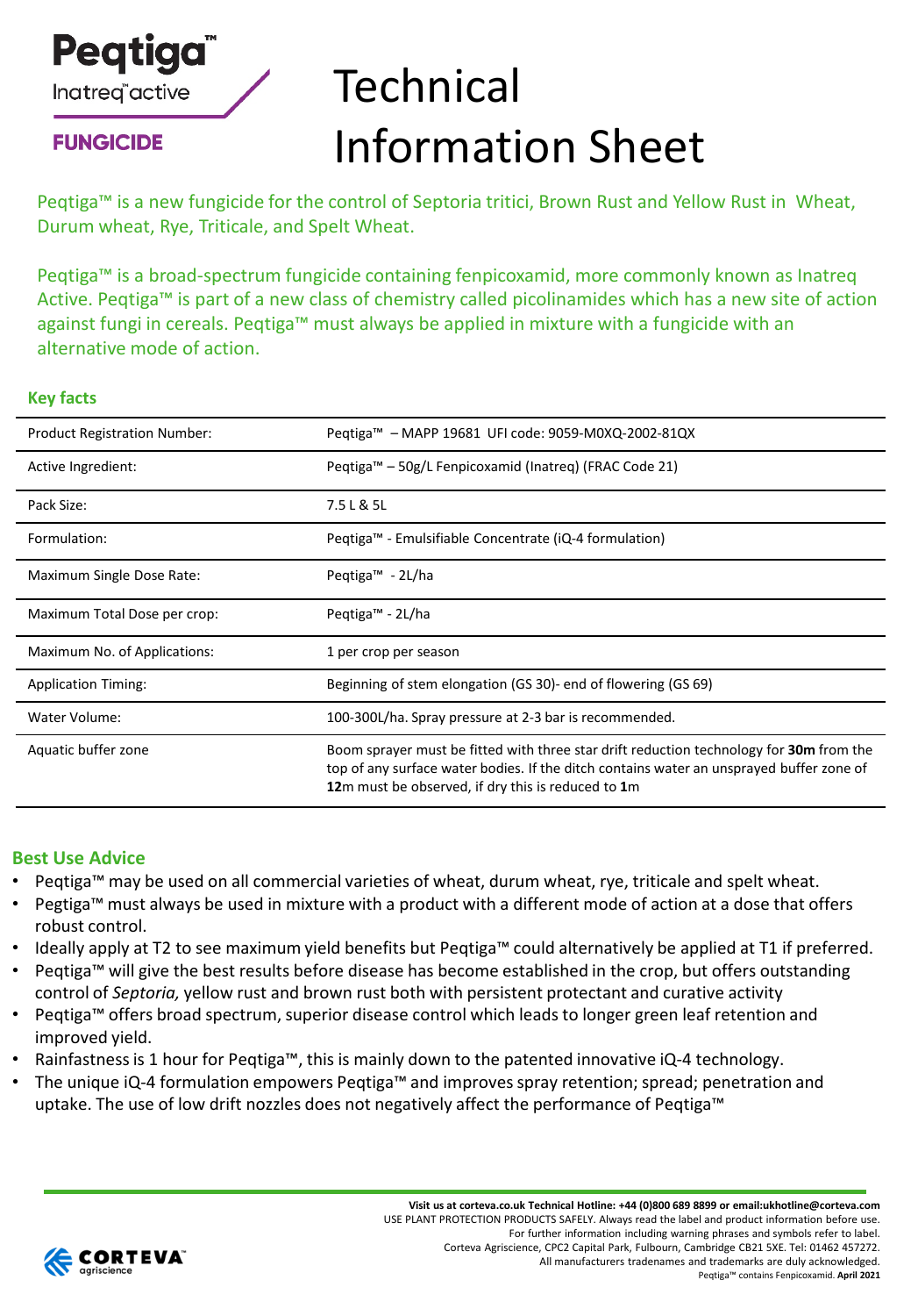# Peqtiga™

Inatreq™active

**FUNGICIDE**

# Technical Information Sheet

Peqtiga™ is a new fungicide for the control of Septoria tritici, Brown Rust and Yellow Rust in Wheat, Durum wheat, Rye, Triticale, and Spelt Wheat.

Peqtiga™ is a broad-spectrum fungicide containing fenpicoxamid, more commonly known as Inatreq Active. Peqtiga™ is part of a new class of chemistry called picolinamides which has a new site of action against fungi in cereals. Peqtiga™ must always be applied in mixture with a fungicide with an alternative mode of action.

## Key facts

| | |
|---|---|
| Product Registration Number: | Peqtiga™ – MAPP 19681 UFI code: 9059-M0XQ-2002-81QX |
| Active Ingredient: | Peqtiga™ – 50g/L Fenpicoxamid (Inatreq) (FRAC Code 21) |
| Pack Size: | 7.5 L & 5L |
| Formulation: | Peqtiga™ - Emulsifiable Concentrate (iQ-4 formulation) |
| Maximum Single Dose Rate: | Peqtiga™ - 2L/ha |
| Maximum Total Dose per crop: | Peqtiga™ - 2L/ha |
| Maximum No. of Applications: | 1 per crop per season |
| Application Timing: | Beginning of stem elongation (GS 30)- end of flowering (GS 69) |
| Water Volume: | 100-300L/ha. Spray pressure at 2-3 bar is recommended. |
| Aquatic buffer zone | Boom sprayer must be fitted with three star drift reduction technology for **30m** from the top of any surface water bodies. If the ditch contains water an unsprayed buffer zone of **12**m must be observed, if dry this is reduced to **1**m |

## Best Use Advice

- Peqtiga™ may be used on all commercial varieties of wheat, durum wheat, rye, triticale and spelt wheat.
- Pegtiga™ must always be used in mixture with a product with a different mode of action at a dose that offers robust control.
- Ideally apply at T2 to see maximum yield benefits but Peqtiga™ could alternatively be applied at T1 if preferred.
- Peqtiga™ will give the best results before disease has become established in the crop, but offers outstanding control of *Septoria,* yellow rust and brown rust both with persistent protectant and curative activity
- Peqtiga™ offers broad spectrum, superior disease control which leads to longer green leaf retention and improved yield.
- Rainfastness is 1 hour for Peqtiga™, this is mainly down to the patented innovative iQ-4 technology.
- The unique iQ-4 formulation empowers Peqtiga™ and improves spray retention; spread; penetration and uptake. The use of low drift nozzles does not negatively affect the performance of Peqtiga™

**Visit us at corteva.co.uk Technical Hotline: +44 (0)800 689 8899 or email:ukhotline@corteva.com**
USE PLANT PROTECTION PRODUCTS SAFELY. Always read the label and product information before use.
For further information including warning phrases and symbols refer to label.
Corteva Agriscience, CPC2 Capital Park, Fulbourn, Cambridge CB21 5XE. Tel: 01462 457272.
All manufacturers tradenames and trademarks are duly acknowledged.
Peqtiga™ contains Fenpicoxamid. **April 2021**

CORTEVA agriscience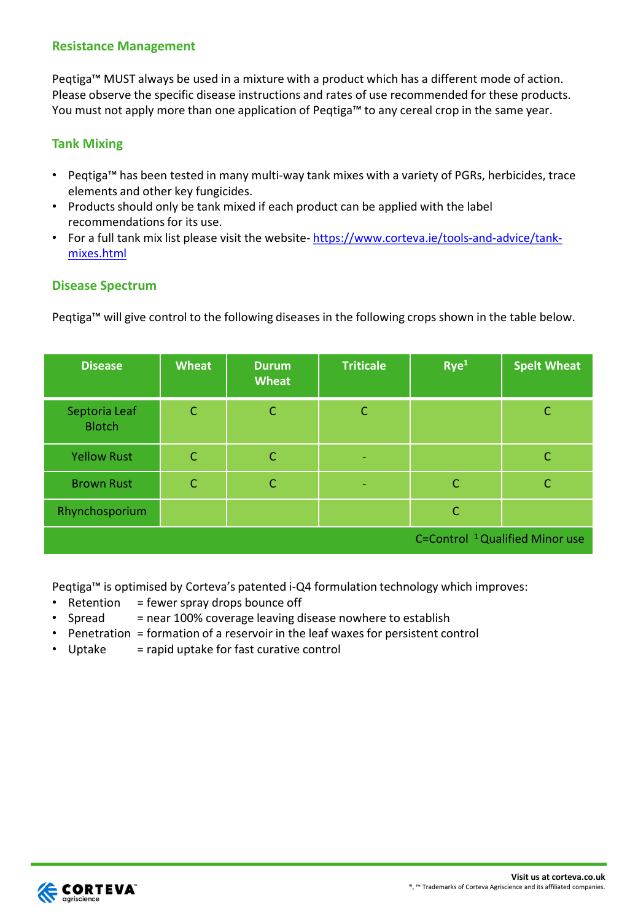## Resistance Management

Peqtiga™ MUST always be used in a mixture with a product which has a different mode of action. Please observe the specific disease instructions and rates of use recommended for these products. You must not apply more than one application of Peqtiga™ to any cereal crop in the same year.

## Tank Mixing

- Peqtiga™ has been tested in many multi-way tank mixes with a variety of PGRs, herbicides, trace elements and other key fungicides.
- Products should only be tank mixed if each product can be applied with the label recommendations for its use.
- For a full tank mix list please visit the website- https://www.corteva.ie/tools-and-advice/tank-mixes.html

## Disease Spectrum

Peqtiga™ will give control to the following diseases in the following crops shown in the table below.

| Disease | Wheat | Durum Wheat | Triticale | Rye[1] | Spelt Wheat |
|---|---|---|---|---|---|
| Septoria Leaf Blotch | C | C | C | | C |
| Yellow Rust | C | C | - | | C |
| Brown Rust | C | C | - | C | C |
| Rhynchosporium | | | | C | |
| C=Control [1] Qualified Minor use | | | | | |

Peqtiga™ is optimised by Corteva's patented i-Q4 formulation technology which improves:

- Retention = fewer spray drops bounce off
- Spread = near 100% coverage leaving disease nowhere to establish
- Penetration = formation of a reservoir in the leaf waxes for persistent control
- Uptake = rapid uptake for fast curative control

Visit us at corteva.co.uk

®, ™ Trademarks of Corteva Agriscience and its affiliated companies.